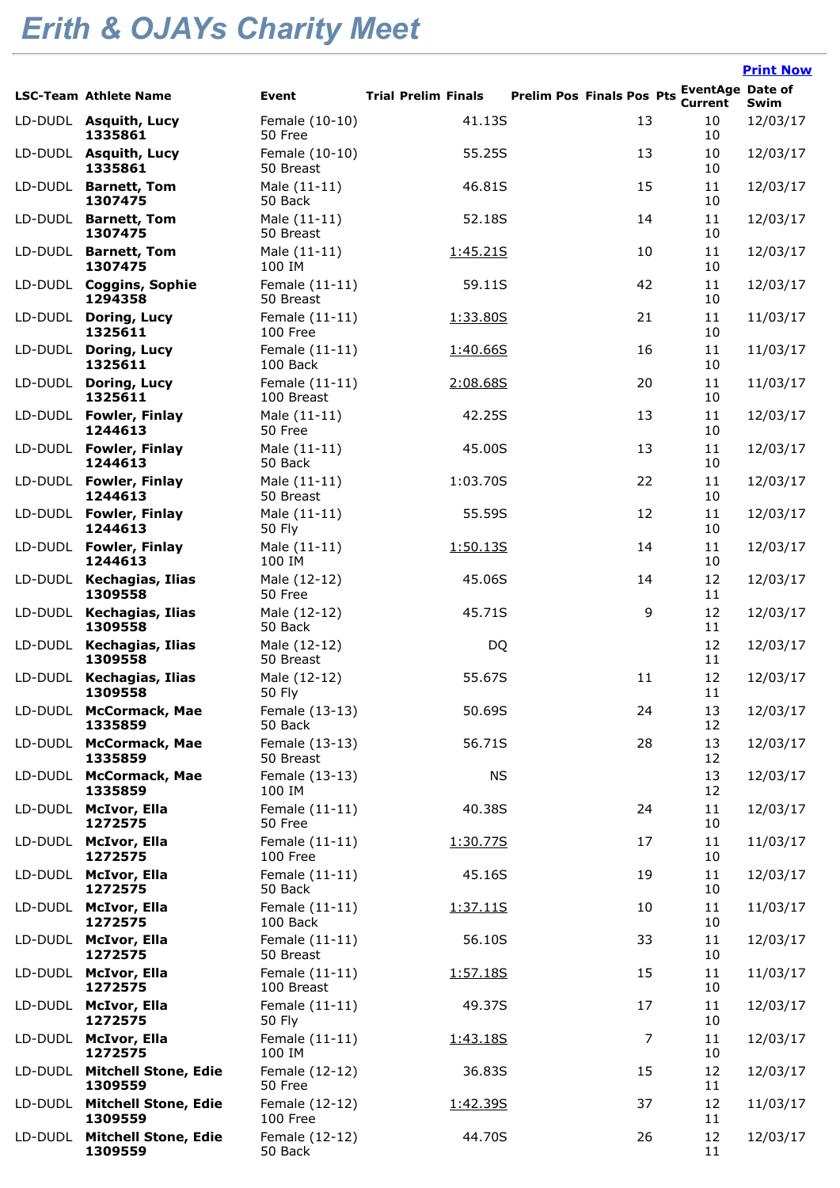# Erith & OJAYs Charity Meet

Print Now

| LSC-Team | Athlete Name | Event | Trial | Prelim | Finals | Prelim Pos | Finals Pos | Pts | EventAge Current | Date of Swim |
|---|---|---|---|---|---|---|---|---|---|---|
| LD-DUDL | **Asquith, Lucy 1335861** | Female (10-10) 50 Free | | | 41.13S | | 13 | | 10 10 | 12/03/17 |
| LD-DUDL | **Asquith, Lucy 1335861** | Female (10-10) 50 Breast | | | 55.25S | | 13 | | 10 10 | 12/03/17 |
| LD-DUDL | **Barnett, Tom 1307475** | Male (11-11) 50 Back | | | 46.81S | | 15 | | 11 10 | 12/03/17 |
| LD-DUDL | **Barnett, Tom 1307475** | Male (11-11) 50 Breast | | | 52.18S | | 14 | | 11 10 | 12/03/17 |
| LD-DUDL | **Barnett, Tom 1307475** | Male (11-11) 100 IM | | | 1:45.21S | | 10 | | 11 10 | 12/03/17 |
| LD-DUDL | **Coggins, Sophie 1294358** | Female (11-11) 50 Breast | | | 59.11S | | 42 | | 11 10 | 12/03/17 |
| LD-DUDL | **Doring, Lucy 1325611** | Female (11-11) 100 Free | | | 1:33.80S | | 21 | | 11 10 | 11/03/17 |
| LD-DUDL | **Doring, Lucy 1325611** | Female (11-11) 100 Back | | | 1:40.66S | | 16 | | 11 10 | 11/03/17 |
| LD-DUDL | **Doring, Lucy 1325611** | Female (11-11) 100 Breast | | | 2:08.68S | | 20 | | 11 10 | 11/03/17 |
| LD-DUDL | **Fowler, Finlay 1244613** | Male (11-11) 50 Free | | | 42.25S | | 13 | | 11 10 | 12/03/17 |
| LD-DUDL | **Fowler, Finlay 1244613** | Male (11-11) 50 Back | | | 45.00S | | 13 | | 11 10 | 12/03/17 |
| LD-DUDL | **Fowler, Finlay 1244613** | Male (11-11) 50 Breast | | | 1:03.70S | | 22 | | 11 10 | 12/03/17 |
| LD-DUDL | **Fowler, Finlay 1244613** | Male (11-11) 50 Fly | | | 55.59S | | 12 | | 11 10 | 12/03/17 |
| LD-DUDL | **Fowler, Finlay 1244613** | Male (11-11) 100 IM | | | 1:50.13S | | 14 | | 11 10 | 12/03/17 |
| LD-DUDL | **Kechagias, Ilias 1309558** | Male (12-12) 50 Free | | | 45.06S | | 14 | | 12 11 | 12/03/17 |
| LD-DUDL | **Kechagias, Ilias 1309558** | Male (12-12) 50 Back | | | 45.71S | | 9 | | 12 11 | 12/03/17 |
| LD-DUDL | **Kechagias, Ilias 1309558** | Male (12-12) 50 Breast | | | DQ | | | | 12 11 | 12/03/17 |
| LD-DUDL | **Kechagias, Ilias 1309558** | Male (12-12) 50 Fly | | | 55.67S | | 11 | | 12 11 | 12/03/17 |
| LD-DUDL | **McCormack, Mae 1335859** | Female (13-13) 50 Back | | | 50.69S | | 24 | | 13 12 | 12/03/17 |
| LD-DUDL | **McCormack, Mae 1335859** | Female (13-13) 50 Breast | | | 56.71S | | 28 | | 13 12 | 12/03/17 |
| LD-DUDL | **McCormack, Mae 1335859** | Female (13-13) 100 IM | | | NS | | | | 13 12 | 12/03/17 |
| LD-DUDL | **McIvor, Ella 1272575** | Female (11-11) 50 Free | | | 40.38S | | 24 | | 11 10 | 12/03/17 |
| LD-DUDL | **McIvor, Ella 1272575** | Female (11-11) 100 Free | | | 1:30.77S | | 17 | | 11 10 | 11/03/17 |
| LD-DUDL | **McIvor, Ella 1272575** | Female (11-11) 50 Back | | | 45.16S | | 19 | | 11 10 | 12/03/17 |
| LD-DUDL | **McIvor, Ella 1272575** | Female (11-11) 100 Back | | | 1:37.11S | | 10 | | 11 10 | 11/03/17 |
| LD-DUDL | **McIvor, Ella 1272575** | Female (11-11) 50 Breast | | | 56.10S | | 33 | | 11 10 | 12/03/17 |
| LD-DUDL | **McIvor, Ella 1272575** | Female (11-11) 100 Breast | | | 1:57.18S | | 15 | | 11 10 | 11/03/17 |
| LD-DUDL | **McIvor, Ella 1272575** | Female (11-11) 50 Fly | | | 49.37S | | 17 | | 11 10 | 12/03/17 |
| LD-DUDL | **McIvor, Ella 1272575** | Female (11-11) 100 IM | | | 1:43.18S | | 7 | | 11 10 | 12/03/17 |
| LD-DUDL | **Mitchell Stone, Edie 1309559** | Female (12-12) 50 Free | | | 36.83S | | 15 | | 12 11 | 12/03/17 |
| LD-DUDL | **Mitchell Stone, Edie 1309559** | Female (12-12) 100 Free | | | 1:42.39S | | 37 | | 12 11 | 11/03/17 |
| LD-DUDL | **Mitchell Stone, Edie 1309559** | Female (12-12) 50 Back | | | 44.70S | | 26 | | 12 11 | 12/03/17 |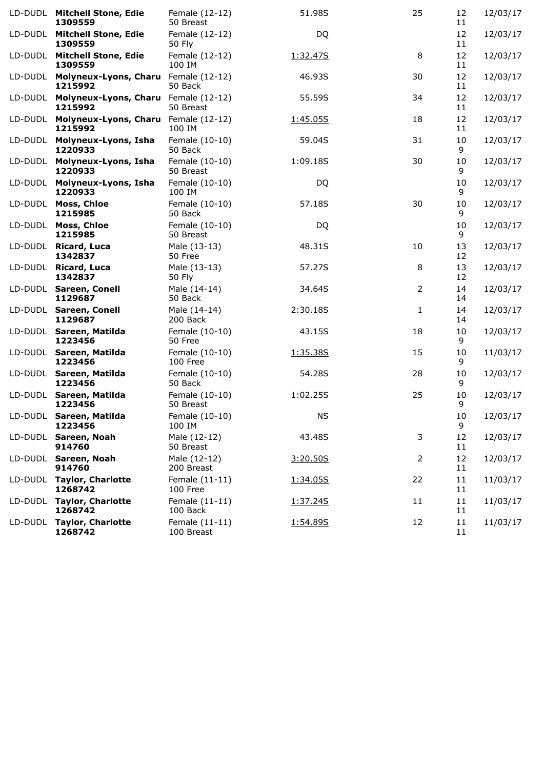| | | | | | | |
|---|---|---|---|---|---|---|
| LD-DUDL | **Mitchell Stone, Edie 1309559** | Female (12-12) 50 Breast | 51.98S | 25 | 12 11 | 12/03/17 |
| LD-DUDL | **Mitchell Stone, Edie 1309559** | Female (12-12) 50 Fly | DQ | | 12 11 | 12/03/17 |
| LD-DUDL | **Mitchell Stone, Edie 1309559** | Female (12-12) 100 IM | 1:32.47S | 8 | 12 11 | 12/03/17 |
| LD-DUDL | **Molyneux-Lyons, Charu 1215992** | Female (12-12) 50 Back | 46.93S | 30 | 12 11 | 12/03/17 |
| LD-DUDL | **Molyneux-Lyons, Charu 1215992** | Female (12-12) 50 Breast | 55.59S | 34 | 12 11 | 12/03/17 |
| LD-DUDL | **Molyneux-Lyons, Charu 1215992** | Female (12-12) 100 IM | 1:45.05S | 18 | 12 11 | 12/03/17 |
| LD-DUDL | **Molyneux-Lyons, Isha 1220933** | Female (10-10) 50 Back | 59.04S | 31 | 10 9 | 12/03/17 |
| LD-DUDL | **Molyneux-Lyons, Isha 1220933** | Female (10-10) 50 Breast | 1:09.18S | 30 | 10 9 | 12/03/17 |
| LD-DUDL | **Molyneux-Lyons, Isha 1220933** | Female (10-10) 100 IM | DQ | | 10 9 | 12/03/17 |
| LD-DUDL | **Moss, Chloe 1215985** | Female (10-10) 50 Back | 57.18S | 30 | 10 9 | 12/03/17 |
| LD-DUDL | **Moss, Chloe 1215985** | Female (10-10) 50 Breast | DQ | | 10 9 | 12/03/17 |
| LD-DUDL | **Ricard, Luca 1342837** | Male (13-13) 50 Free | 48.31S | 10 | 13 12 | 12/03/17 |
| LD-DUDL | **Ricard, Luca 1342837** | Male (13-13) 50 Fly | 57.27S | 8 | 13 12 | 12/03/17 |
| LD-DUDL | **Sareen, Conell 1129687** | Male (14-14) 50 Back | 34.64S | 2 | 14 14 | 12/03/17 |
| LD-DUDL | **Sareen, Conell 1129687** | Male (14-14) 200 Back | 2:30.18S | 1 | 14 14 | 12/03/17 |
| LD-DUDL | **Sareen, Matilda 1223456** | Female (10-10) 50 Free | 43.15S | 18 | 10 9 | 12/03/17 |
| LD-DUDL | **Sareen, Matilda 1223456** | Female (10-10) 100 Free | 1:35.38S | 15 | 10 9 | 11/03/17 |
| LD-DUDL | **Sareen, Matilda 1223456** | Female (10-10) 50 Back | 54.28S | 28 | 10 9 | 12/03/17 |
| LD-DUDL | **Sareen, Matilda 1223456** | Female (10-10) 50 Breast | 1:02.25S | 25 | 10 9 | 12/03/17 |
| LD-DUDL | **Sareen, Matilda 1223456** | Female (10-10) 100 IM | NS | | 10 9 | 12/03/17 |
| LD-DUDL | **Sareen, Noah 914760** | Male (12-12) 50 Breast | 43.48S | 3 | 12 11 | 12/03/17 |
| LD-DUDL | **Sareen, Noah 914760** | Male (12-12) 200 Breast | 3:20.50S | 2 | 12 11 | 12/03/17 |
| LD-DUDL | **Taylor, Charlotte 1268742** | Female (11-11) 100 Free | 1:34.05S | 22 | 11 11 | 11/03/17 |
| LD-DUDL | **Taylor, Charlotte 1268742** | Female (11-11) 100 Back | 1:37.24S | 11 | 11 11 | 11/03/17 |
| LD-DUDL | **Taylor, Charlotte 1268742** | Female (11-11) 100 Breast | 1:54.89S | 12 | 11 11 | 11/03/17 |